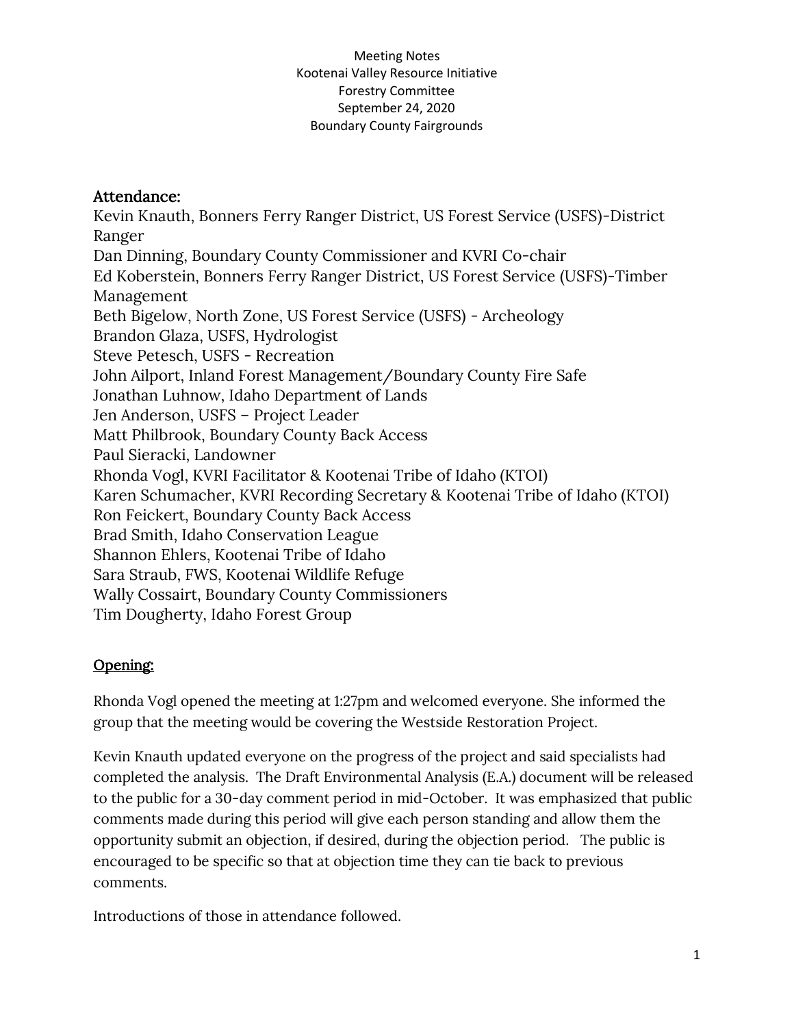Meeting Notes
Kootenai Valley Resource Initiative
Forestry Committee
September 24, 2020
Boundary County Fairgrounds

## Attendance:

Kevin Knauth, Bonners Ferry Ranger District, US Forest Service (USFS)-District Ranger
Dan Dinning, Boundary County Commissioner and KVRI Co-chair
Ed Koberstein, Bonners Ferry Ranger District, US Forest Service (USFS)-Timber Management
Beth Bigelow, North Zone, US Forest Service (USFS) - Archeology
Brandon Glaza, USFS, Hydrologist
Steve Petesch, USFS - Recreation
John Ailport, Inland Forest Management/Boundary County Fire Safe
Jonathan Luhnow, Idaho Department of Lands
Jen Anderson, USFS – Project Leader
Matt Philbrook, Boundary County Back Access
Paul Sieracki, Landowner
Rhonda Vogl, KVRI Facilitator & Kootenai Tribe of Idaho (KTOI)
Karen Schumacher, KVRI Recording Secretary & Kootenai Tribe of Idaho (KTOI)
Ron Feickert, Boundary County Back Access
Brad Smith, Idaho Conservation League
Shannon Ehlers, Kootenai Tribe of Idaho
Sara Straub, FWS, Kootenai Wildlife Refuge
Wally Cossairt, Boundary County Commissioners
Tim Dougherty, Idaho Forest Group

## Opening:

Rhonda Vogl opened the meeting at 1:27pm and welcomed everyone. She informed the group that the meeting would be covering the Westside Restoration Project.

Kevin Knauth updated everyone on the progress of the project and said specialists had completed the analysis. The Draft Environmental Analysis (E.A.) document will be released to the public for a 30-day comment period in mid-October. It was emphasized that public comments made during this period will give each person standing and allow them the opportunity submit an objection, if desired, during the objection period. The public is encouraged to be specific so that at objection time they can tie back to previous comments.

Introductions of those in attendance followed.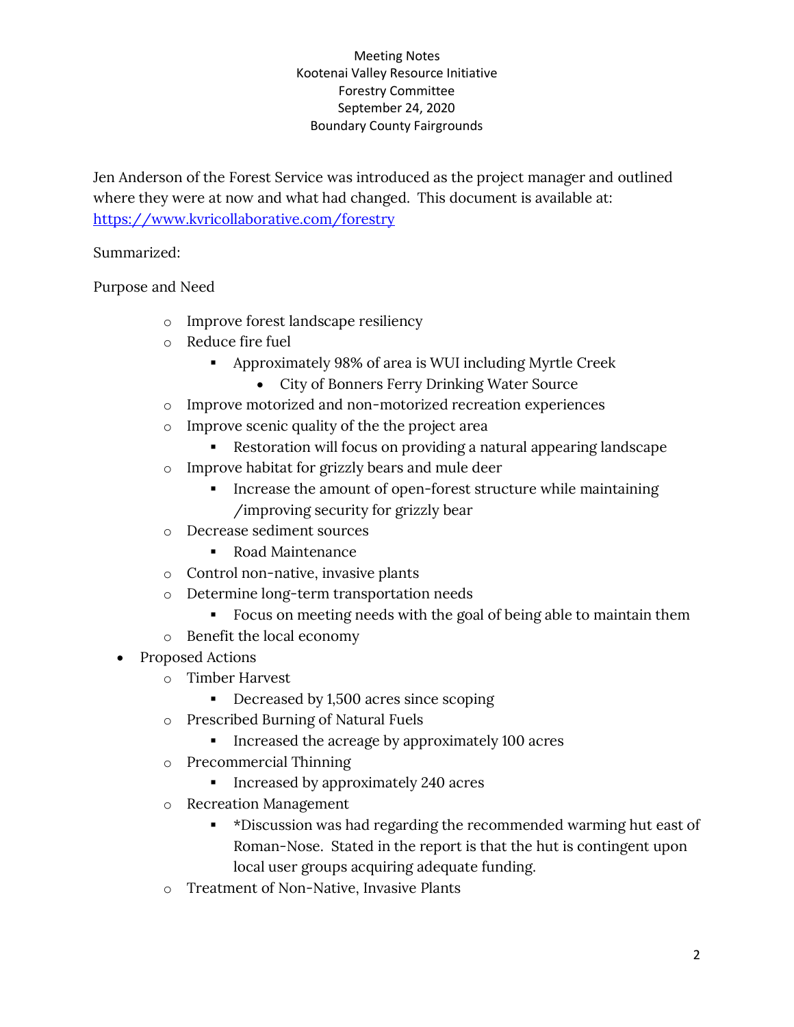Meeting Notes
Kootenai Valley Resource Initiative
Forestry Committee
September 24, 2020
Boundary County Fairgrounds

Jen Anderson of the Forest Service was introduced as the project manager and outlined where they were at now and what had changed. This document is available at: [https://www.kvricollaborative.com/forestry](https://www.kvricollaborative.com/forestry)

Summarized:

Purpose and Need

- Improve forest landscape resiliency
- Reduce fire fuel
  - Approximately 98% of area is WUI including Myrtle Creek
    - City of Bonners Ferry Drinking Water Source
- Improve motorized and non-motorized recreation experiences
- Improve scenic quality of the the project area
  - Restoration will focus on providing a natural appearing landscape
- Improve habitat for grizzly bears and mule deer
  - Increase the amount of open-forest structure while maintaining /improving security for grizzly bear
- Decrease sediment sources
  - Road Maintenance
- Control non-native, invasive plants
- Determine long-term transportation needs
  - Focus on meeting needs with the goal of being able to maintain them
- Benefit the local economy

- Proposed Actions
  - Timber Harvest
    - Decreased by 1,500 acres since scoping
  - Prescribed Burning of Natural Fuels
    - Increased the acreage by approximately 100 acres
  - Precommercial Thinning
    - Increased by approximately 240 acres
  - Recreation Management
    - *Discussion was had regarding the recommended warming hut east of Roman-Nose. Stated in the report is that the hut is contingent upon local user groups acquiring adequate funding.
  - Treatment of Non-Native, Invasive Plants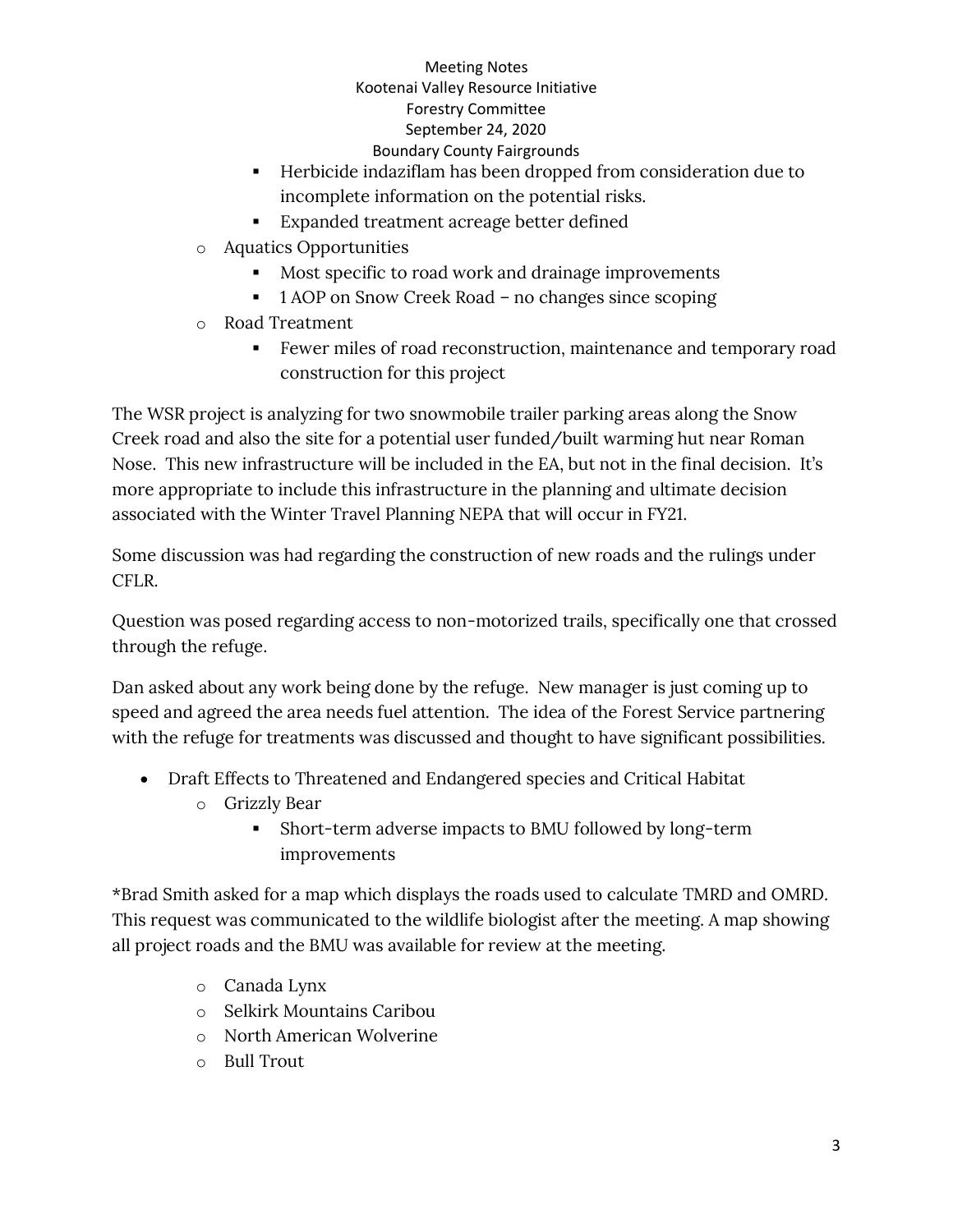- Herbicide indaziflam has been dropped from consideration due to incomplete information on the potential risks.
- Expanded treatment acreage better defined

- Aquatics Opportunities
    - Most specific to road work and drainage improvements
    - 1 AOP on Snow Creek Road – no changes since scoping
- Road Treatment
    - Fewer miles of road reconstruction, maintenance and temporary road construction for this project

The WSR project is analyzing for two snowmobile trailer parking areas along the Snow Creek road and also the site for a potential user funded/built warming hut near Roman Nose. This new infrastructure will be included in the EA, but not in the final decision. It's more appropriate to include this infrastructure in the planning and ultimate decision associated with the Winter Travel Planning NEPA that will occur in FY21.

Some discussion was had regarding the construction of new roads and the rulings under CFLR.

Question was posed regarding access to non-motorized trails, specifically one that crossed through the refuge.

Dan asked about any work being done by the refuge. New manager is just coming up to speed and agreed the area needs fuel attention. The idea of the Forest Service partnering with the refuge for treatments was discussed and thought to have significant possibilities.

- Draft Effects to Threatened and Endangered species and Critical Habitat
    - Grizzly Bear
        - Short-term adverse impacts to BMU followed by long-term improvements

*Brad Smith asked for a map which displays the roads used to calculate TMRD and OMRD. This request was communicated to the wildlife biologist after the meeting. A map showing all project roads and the BMU was available for review at the meeting.

- Canada Lynx
- Selkirk Mountains Caribou
- North American Wolverine
- Bull Trout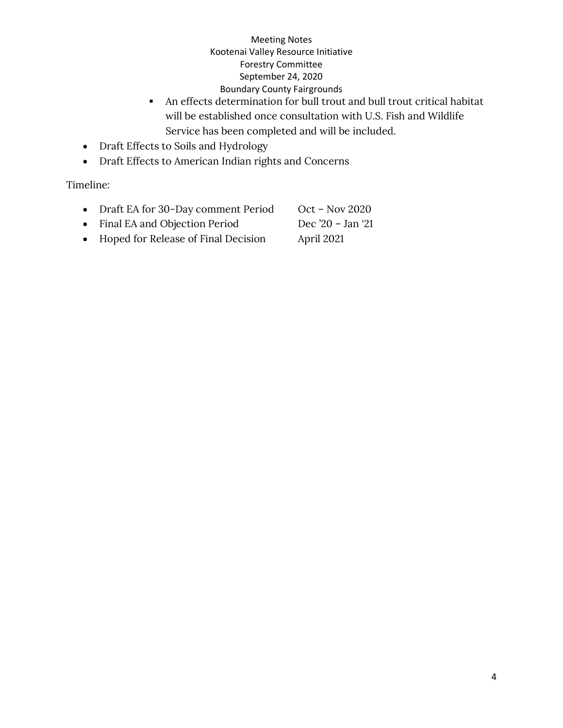- An effects determination for bull trout and bull trout critical habitat will be established once consultation with U.S. Fish and Wildlife Service has been completed and will be included.

- Draft Effects to Soils and Hydrology
- Draft Effects to American Indian rights and Concerns

Timeline:

| | |
|---|---|
| Draft EA for 30-Day comment Period | Oct – Nov 2020 |
| Final EA and Objection Period | Dec '20 – Jan '21 |
| Hoped for Release of Final Decision | April 2021 |